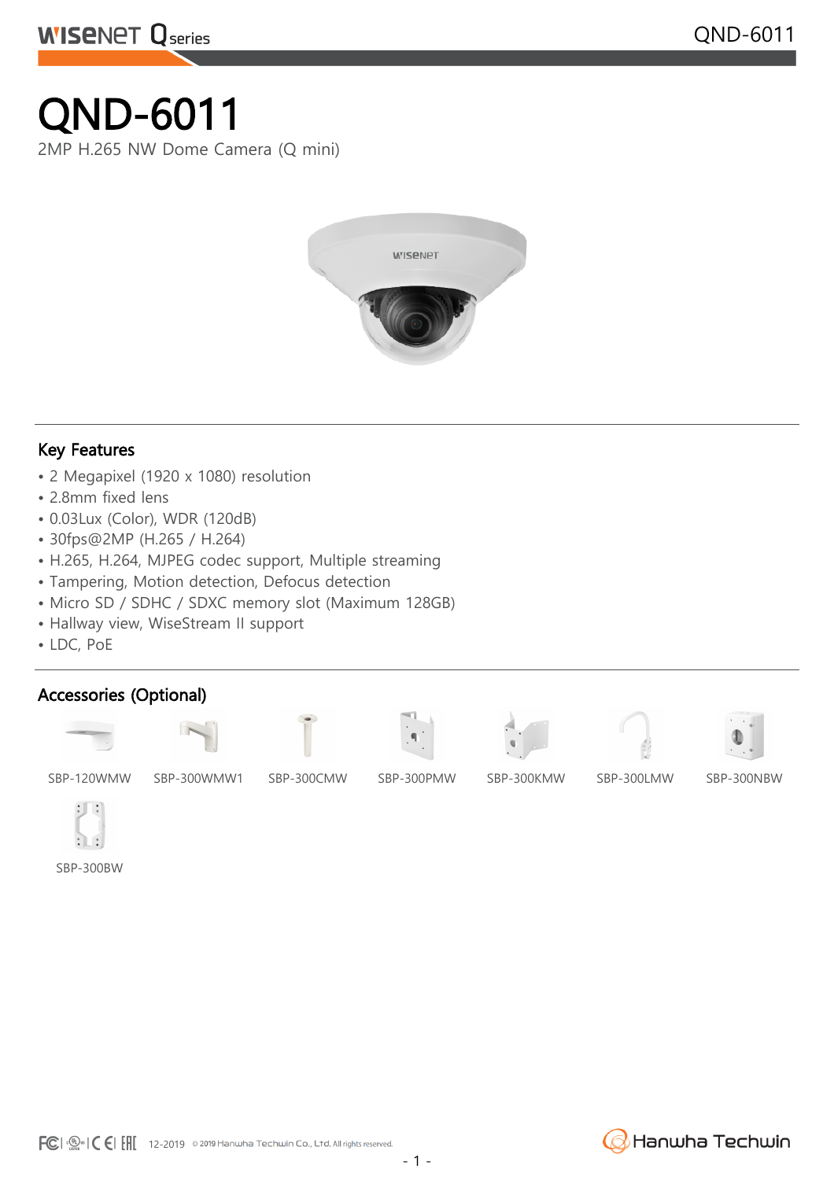# QND-6011

2MP H.265 NW Dome Camera (Q mini)

## Key Features

- 2 Megapixel (1920 x 1080) resolution
- 2.8mm fixed lens
- 0.03Lux (Color), WDR (120dB)
- 30fps@2MP (H.265 / H.264)
- H.265, H.264, MJPEG codec support, Multiple streaming
- Tampering, Motion detection, Defocus detection
- Micro SD / SDHC / SDXC memory slot (Maximum 128GB)
- Hallway view, WiseStream II support
- LDC, PoE

## Accessories (Optional)

SBP-120WMW SBP-300WMW1 SBP-300CMW SBP-300PMW SBP-300KMW SBP-300LMW SBP-300NBW

SBP-300BW

12-2019 © 2019 Hanwha Techwin Co., Ltd. All rights reserved.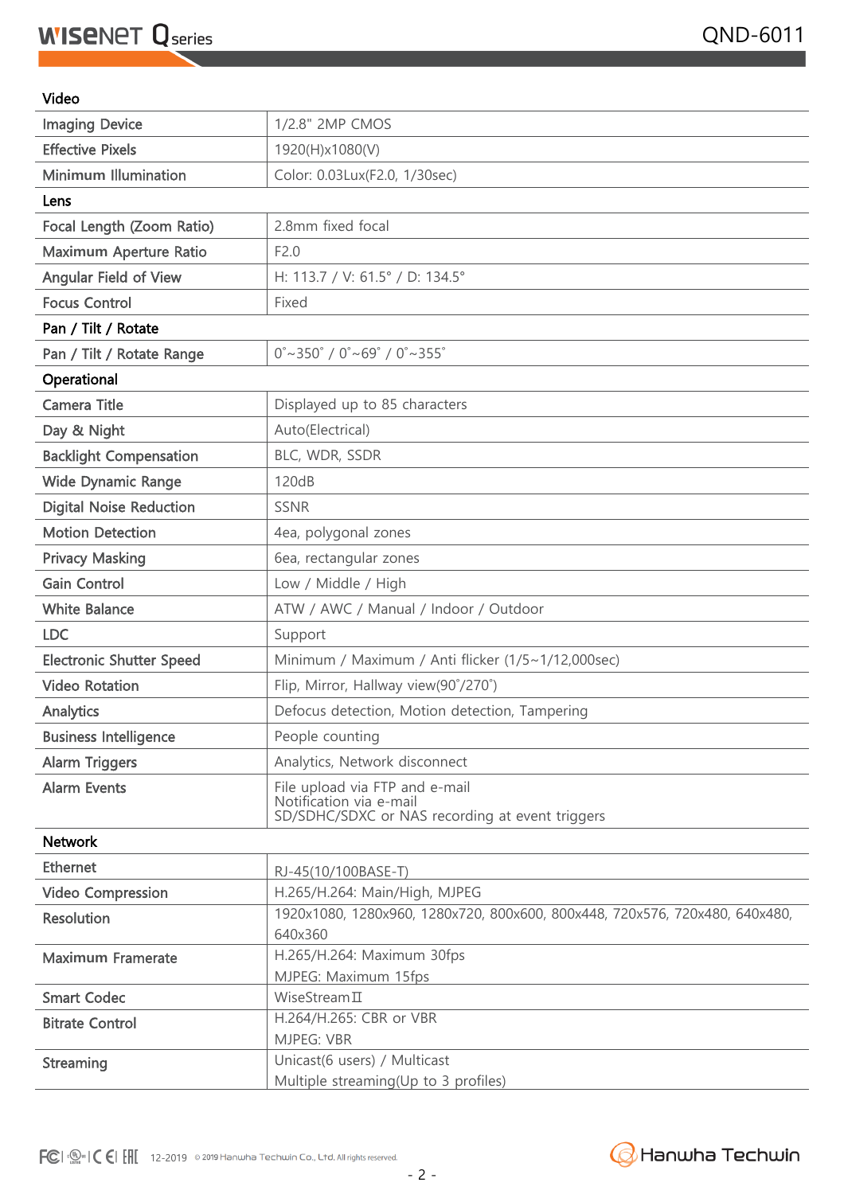| Video | |
|---|---|
| Imaging Device | 1/2.8" 2MP CMOS |
| Effective Pixels | 1920(H)x1080(V) |
| Minimum Illumination | Color: 0.03Lux(F2.0, 1/30sec) |
| **Lens** | |
| Focal Length (Zoom Ratio) | 2.8mm fixed focal |
| Maximum Aperture Ratio | F2.0 |
| Angular Field of View | H: 113.7 / V: 61.5° / D: 134.5° |
| Focus Control | Fixed |
| **Pan / Tilt / Rotate** | |
| Pan / Tilt / Rotate Range | 0˚~350˚ / 0˚~69˚ / 0˚~355˚ |
| **Operational** | |
| Camera Title | Displayed up to 85 characters |
| Day & Night | Auto(Electrical) |
| Backlight Compensation | BLC, WDR, SSDR |
| Wide Dynamic Range | 120dB |
| Digital Noise Reduction | SSNR |
| Motion Detection | 4ea, polygonal zones |
| Privacy Masking | 6ea, rectangular zones |
| Gain Control | Low / Middle / High |
| White Balance | ATW / AWC / Manual / Indoor / Outdoor |
| LDC | Support |
| Electronic Shutter Speed | Minimum / Maximum / Anti flicker (1/5~1/12,000sec) |
| Video Rotation | Flip, Mirror, Hallway view(90˚/270˚) |
| Analytics | Defocus detection, Motion detection, Tampering |
| Business Intelligence | People counting |
| Alarm Triggers | Analytics, Network disconnect |
| Alarm Events | File upload via FTP and e-mail<br>Notification via e-mail<br>SD/SDHC/SDXC or NAS recording at event triggers |
| **Network** | |
| Ethernet | RJ-45(10/100BASE-T) |
| Video Compression | H.265/H.264: Main/High, MJPEG |
| Resolution | 1920x1080, 1280x960, 1280x720, 800x600, 800x448, 720x576, 720x480, 640x480, 640x360 |
| Maximum Framerate | H.265/H.264: Maximum 30fps<br>MJPEG: Maximum 15fps |
| Smart Codec | WiseStreamⅡ |
| Bitrate Control | H.264/H.265: CBR or VBR<br>MJPEG: VBR |
| Streaming | Unicast(6 users) / Multicast<br>Multiple streaming(Up to 3 profiles) |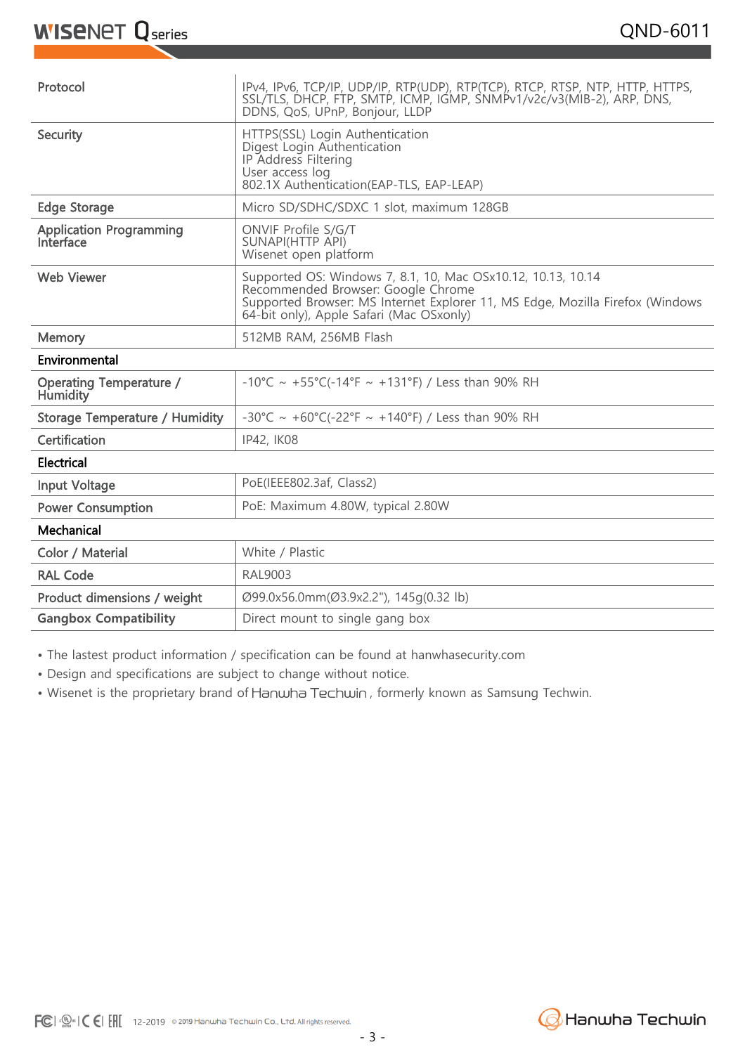| | |
|---|---|
| Protocol | IPv4, IPv6, TCP/IP, UDP/IP, RTP(UDP), RTP(TCP), RTCP, RTSP, NTP, HTTP, HTTPS, SSL/TLS, DHCP, FTP, SMTP, ICMP, IGMP, SNMPv1/v2c/v3(MIB-2), ARP, DNS, DDNS, QoS, UPnP, Bonjour, LLDP |
| Security | HTTPS(SSL) Login Authentication<br>Digest Login Authentication<br>IP Address Filtering<br>User access log<br>802.1X Authentication(EAP-TLS, EAP-LEAP) |
| Edge Storage | Micro SD/SDHC/SDXC 1 slot, maximum 128GB |
| Application Programming Interface | ONVIF Profile S/G/T<br>SUNAPI(HTTP API)<br>Wisenet open platform |
| Web Viewer | Supported OS: Windows 7, 8.1, 10, Mac OSx10.12, 10.13, 10.14<br>Recommended Browser: Google Chrome<br>Supported Browser: MS Internet Explorer 11, MS Edge, Mozilla Firefox (Windows 64-bit only), Apple Safari (Mac OSxonly) |
| Memory | 512MB RAM, 256MB Flash |
| **Environmental** | |
| Operating Temperature / Humidity | -10°C ~ +55°C(-14°F ~ +131°F) / Less than 90% RH |
| Storage Temperature / Humidity | -30°C ~ +60°C(-22°F ~ +140°F) / Less than 90% RH |
| Certification | IP42, IK08 |
| **Electrical** | |
| Input Voltage | PoE(IEEE802.3af, Class2) |
| Power Consumption | PoE: Maximum 4.80W, typical 2.80W |
| **Mechanical** | |
| Color / Material | White / Plastic |
| RAL Code | RAL9003 |
| Product dimensions / weight | Ø99.0x56.0mm(Ø3.9x2.2"), 145g(0.32 lb) |
| Gangbox Compatibility | Direct mount to single gang box |

- The lastest product information / specification can be found at hanwhasecurity.com
- Design and specifications are subject to change without notice.
- Wisenet is the proprietary brand of Hanwha Techwin, formerly known as Samsung Techwin.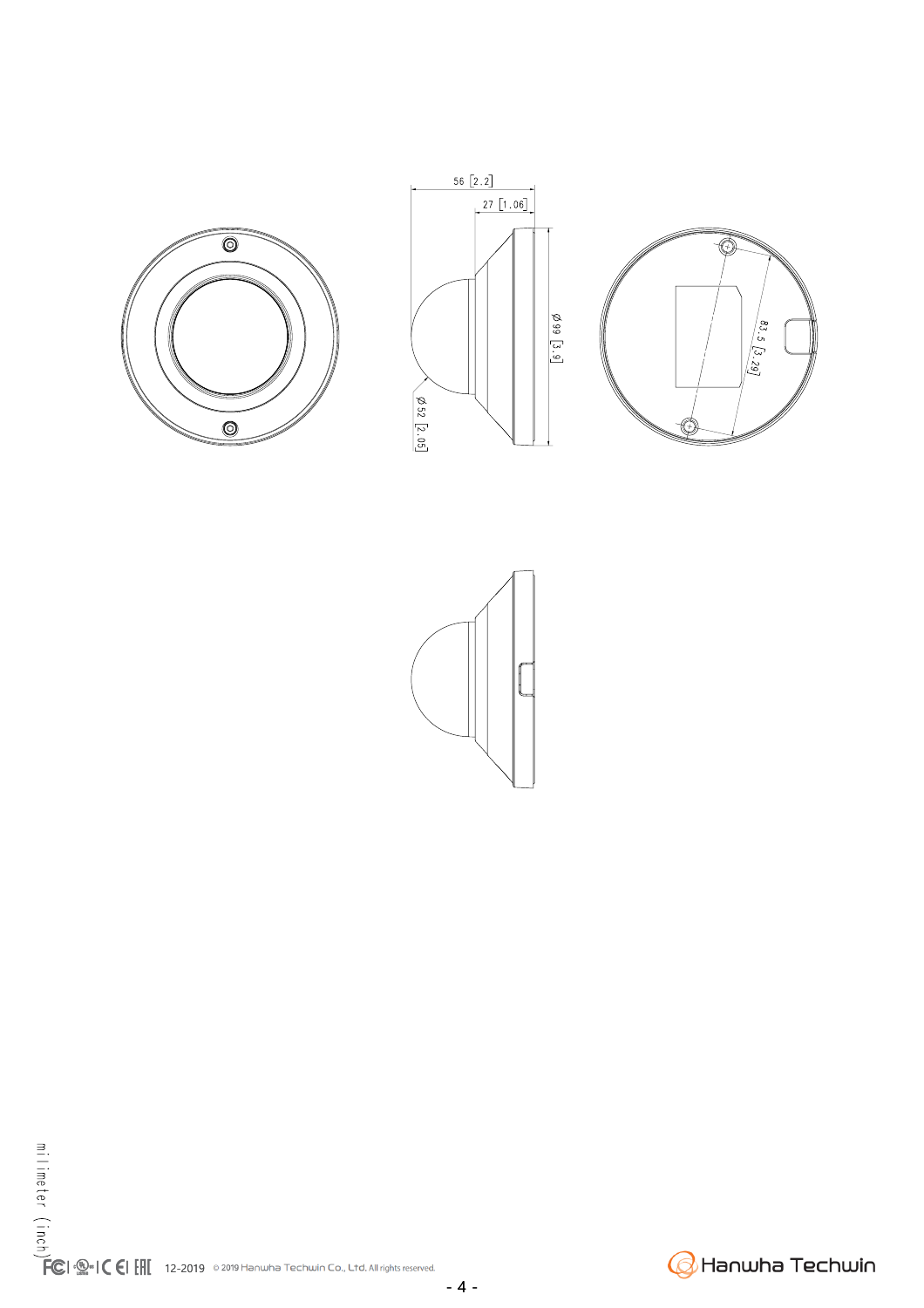56 [2.2]

27 [1.06]

Ø99 [3.9]

Ø52 [2.05]

83.5 [3.29]

milimeter (inch)

12-2019 © 2019 Hanwha Techwin Co., Ltd. All rights reserved.

Hanwha Techwin